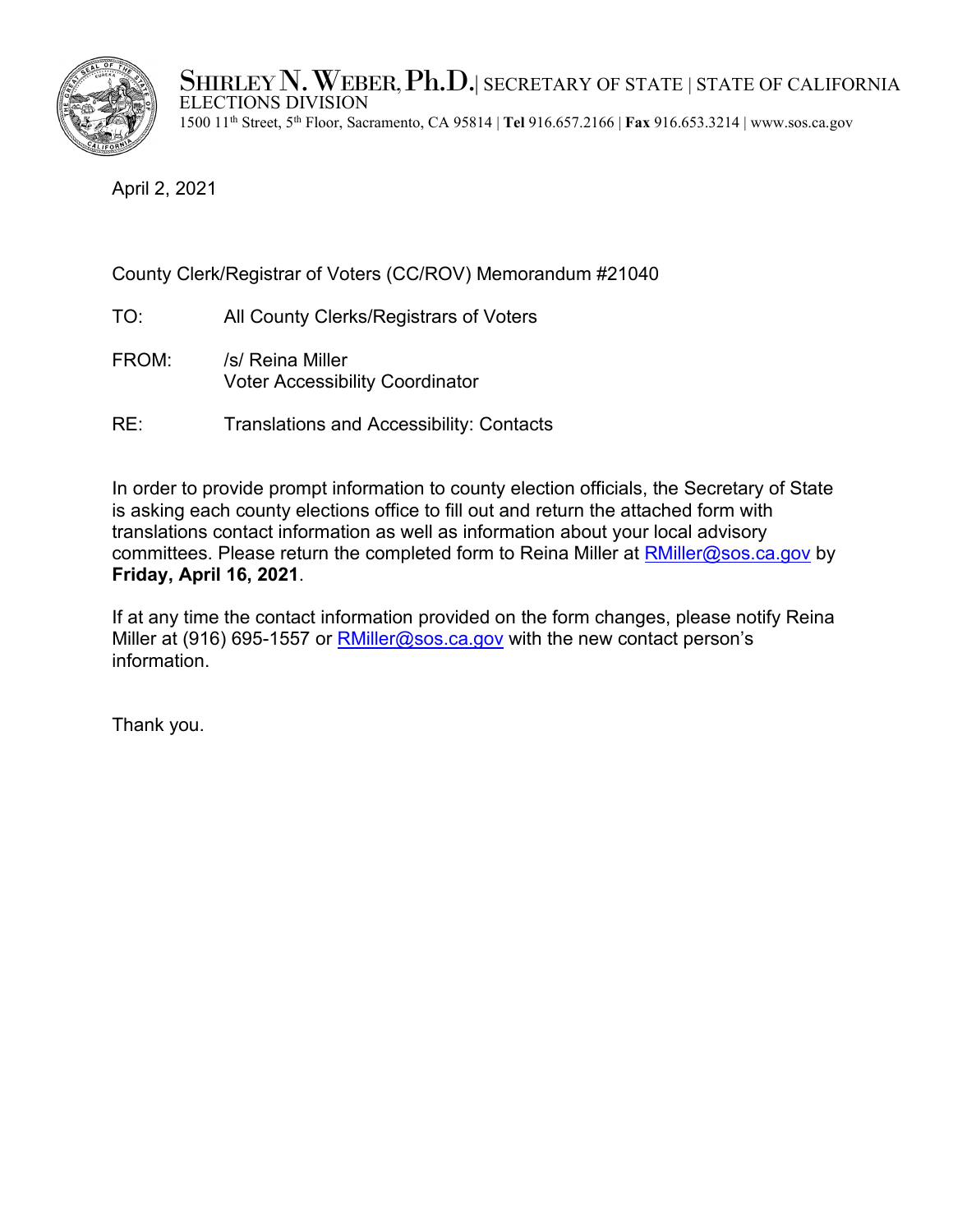SHIRLEY N. WEBER, Ph.D. | SECRETARY OF STATE | STATE OF CALIFORNIA
ELECTIONS DIVISION
1500 11th Street, 5th Floor, Sacramento, CA 95814 | **Tel** 916.657.2166 | **Fax** 916.653.3214 | www.sos.ca.gov

April 2, 2021

County Clerk/Registrar of Voters (CC/ROV) Memorandum #21040

TO: All County Clerks/Registrars of Voters

FROM: /s/ Reina Miller
Voter Accessibility Coordinator

RE: Translations and Accessibility: Contacts

In order to provide prompt information to county election officials, the Secretary of State is asking each county elections office to fill out and return the attached form with translations contact information as well as information about your local advisory committees. Please return the completed form to Reina Miller at RMiller@sos.ca.gov by **Friday, April 16, 2021**.

If at any time the contact information provided on the form changes, please notify Reina Miller at (916) 695-1557 or RMiller@sos.ca.gov with the new contact person's information.

Thank you.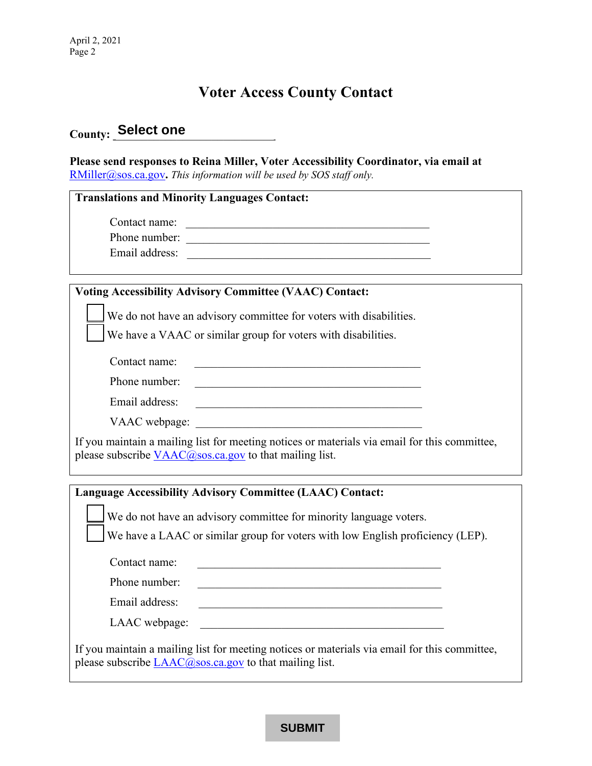# Voter Access County Contact

**County:** Select one

**Please send responses to Reina Miller, Voter Accessibility Coordinator, via email at RMiller@sos.ca.gov.** *This information will be used by SOS staff only.*

**Translations and Minority Languages Contact:**

Contact name: ______________________________

Phone number: ______________________________

Email address: ______________________________

**Voting Accessibility Advisory Committee (VAAC) Contact:**

☐ We do not have an advisory committee for voters with disabilities.

☐ We have a VAAC or similar group for voters with disabilities.

Contact name: ______________________________

Phone number: ______________________________

Email address: ______________________________

VAAC webpage: ______________________________

If you maintain a mailing list for meeting notices or materials via email for this committee, please subscribe VAAC@sos.ca.gov to that mailing list.

**Language Accessibility Advisory Committee (LAAC) Contact:**

☐ We do not have an advisory committee for minority language voters.

☐ We have a LAAC or similar group for voters with low English proficiency (LEP).

Contact name: ______________________________

Phone number: ______________________________

Email address: ______________________________

LAAC webpage: ______________________________

If you maintain a mailing list for meeting notices or materials via email for this committee, please subscribe LAAC@sos.ca.gov to that mailing list.

SUBMIT